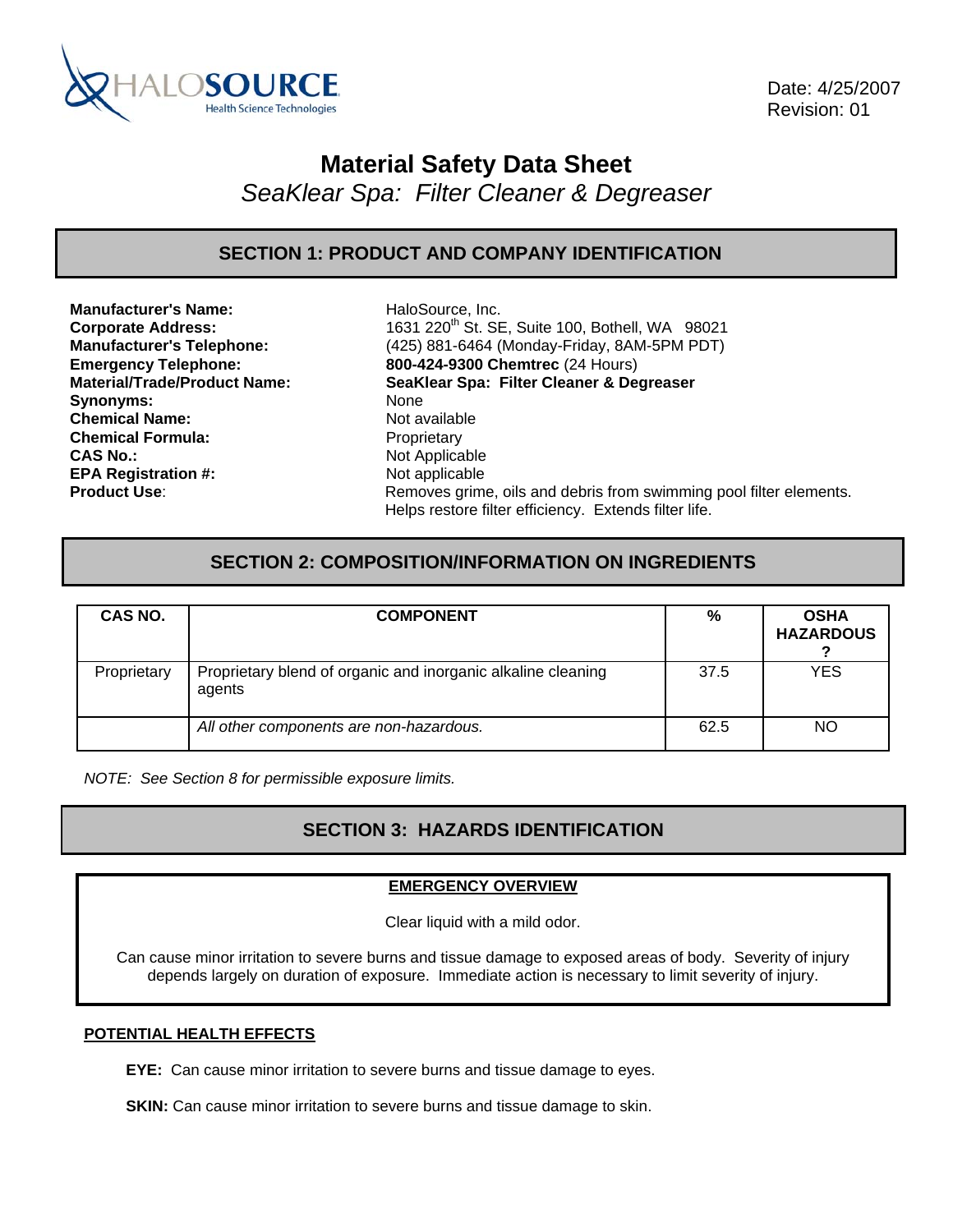HALOSOURCE
Health Science Technologies

Date: 4/25/2007
Revision: 01

# Material Safety Data Sheet

*SeaKlear Spa: Filter Cleaner & Degreaser*

## SECTION 1: PRODUCT AND COMPANY IDENTIFICATION

**Manufacturer's Name:** HaloSource, Inc.
**Corporate Address:** 1631 220th St. SE, Suite 100, Bothell, WA 98021
**Manufacturer's Telephone:** (425) 881-6464 (Monday-Friday, 8AM-5PM PDT)
**Emergency Telephone:** **800-424-9300 Chemtrec** (24 Hours)
**Material/Trade/Product Name:** **SeaKlear Spa: Filter Cleaner & Degreaser**
**Synonyms:** None
**Chemical Name:** Not available
**Chemical Formula:** Proprietary
**CAS No.:** Not Applicable
**EPA Registration #:** Not applicable
**Product Use**: Removes grime, oils and debris from swimming pool filter elements. Helps restore filter efficiency. Extends filter life.

## SECTION 2: COMPOSITION/INFORMATION ON INGREDIENTS

| CAS NO. | COMPONENT | % | OSHA HAZARDOUS ? |
|---|---|---|---|
| Proprietary | Proprietary blend of organic and inorganic alkaline cleaning agents | 37.5 | YES |
| | *All other components are non-hazardous.* | 62.5 | NO |

*NOTE: See Section 8 for permissible exposure limits.*

## SECTION 3: HAZARDS IDENTIFICATION

**EMERGENCY OVERVIEW**

Clear liquid with a mild odor.

Can cause minor irritation to severe burns and tissue damage to exposed areas of body. Severity of injury depends largely on duration of exposure. Immediate action is necessary to limit severity of injury.

**POTENTIAL HEALTH EFFECTS**

**EYE:** Can cause minor irritation to severe burns and tissue damage to eyes.

**SKIN:** Can cause minor irritation to severe burns and tissue damage to skin.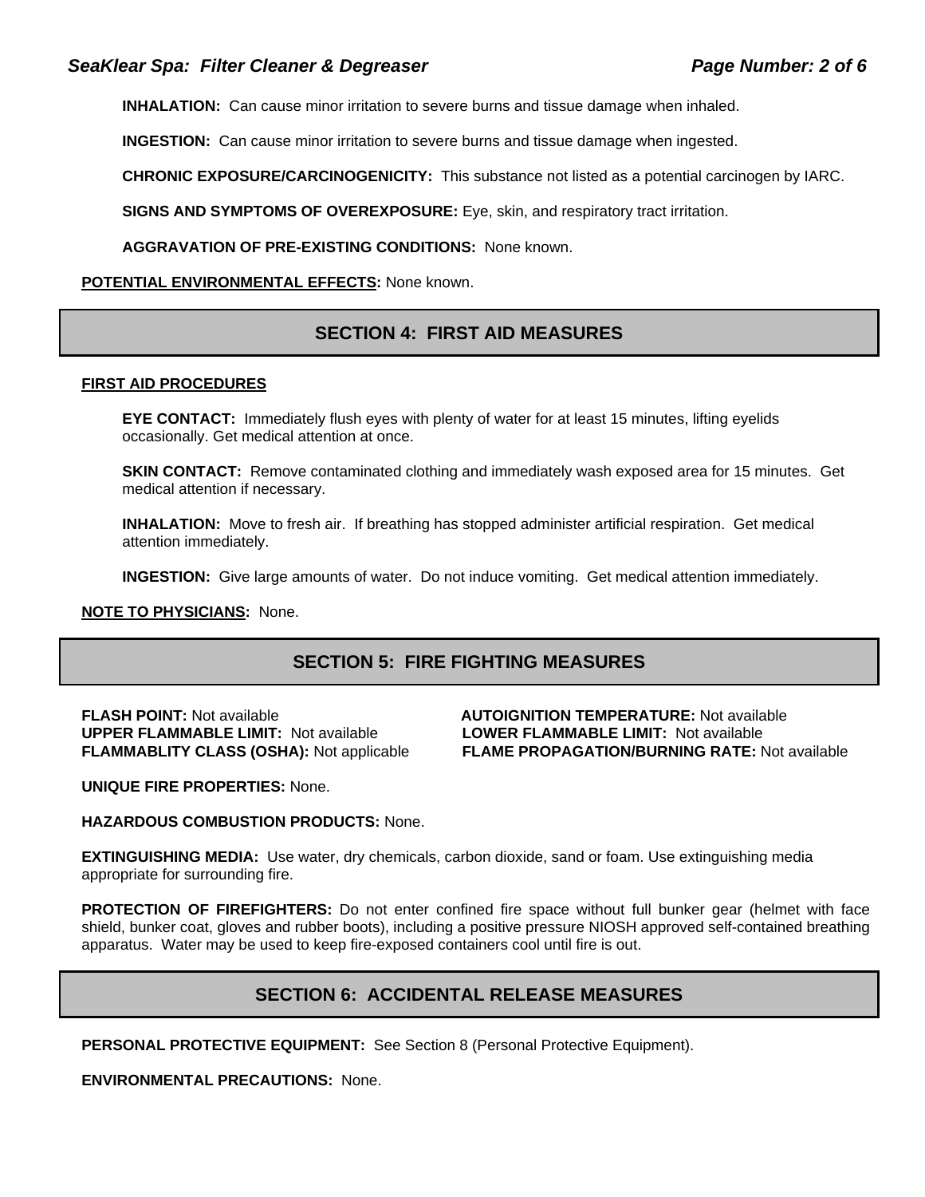**INHALATION:** Can cause minor irritation to severe burns and tissue damage when inhaled.

**INGESTION:** Can cause minor irritation to severe burns and tissue damage when ingested.

**CHRONIC EXPOSURE/CARCINOGENICITY:** This substance not listed as a potential carcinogen by IARC.

**SIGNS AND SYMPTOMS OF OVEREXPOSURE:** Eye, skin, and respiratory tract irritation.

**AGGRAVATION OF PRE-EXISTING CONDITIONS:** None known.

**POTENTIAL ENVIRONMENTAL EFFECTS:** None known.

## SECTION 4: FIRST AID MEASURES

**FIRST AID PROCEDURES**

**EYE CONTACT:** Immediately flush eyes with plenty of water for at least 15 minutes, lifting eyelids occasionally. Get medical attention at once.

**SKIN CONTACT:** Remove contaminated clothing and immediately wash exposed area for 15 minutes. Get medical attention if necessary.

**INHALATION:** Move to fresh air. If breathing has stopped administer artificial respiration. Get medical attention immediately.

**INGESTION:** Give large amounts of water. Do not induce vomiting. Get medical attention immediately.

**NOTE TO PHYSICIANS:** None.

## SECTION 5: FIRE FIGHTING MEASURES

**FLASH POINT:** Not available
**AUTOIGNITION TEMPERATURE:** Not available
**UPPER FLAMMABLE LIMIT:** Not available
**LOWER FLAMMABLE LIMIT:** Not available
**FLAMMABLITY CLASS (OSHA):** Not applicable
**FLAME PROPAGATION/BURNING RATE:** Not available

**UNIQUE FIRE PROPERTIES:** None.

**HAZARDOUS COMBUSTION PRODUCTS:** None.

**EXTINGUISHING MEDIA:** Use water, dry chemicals, carbon dioxide, sand or foam. Use extinguishing media appropriate for surrounding fire.

**PROTECTION OF FIREFIGHTERS:** Do not enter confined fire space without full bunker gear (helmet with face shield, bunker coat, gloves and rubber boots), including a positive pressure NIOSH approved self-contained breathing apparatus. Water may be used to keep fire-exposed containers cool until fire is out.

## SECTION 6: ACCIDENTAL RELEASE MEASURES

**PERSONAL PROTECTIVE EQUIPMENT:** See Section 8 (Personal Protective Equipment).

**ENVIRONMENTAL PRECAUTIONS:** None.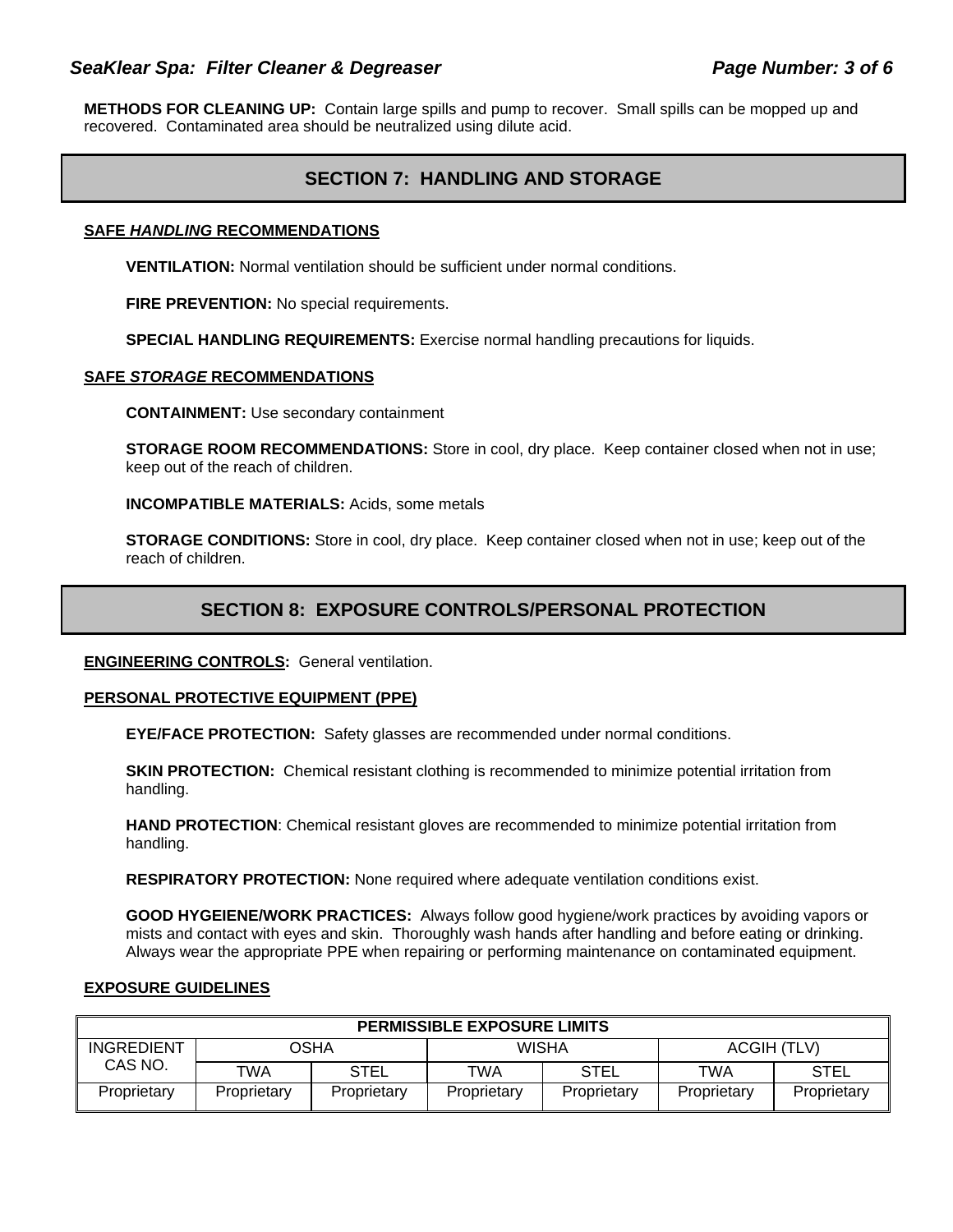**METHODS FOR CLEANING UP:** Contain large spills and pump to recover. Small spills can be mopped up and recovered. Contaminated area should be neutralized using dilute acid.

## SECTION 7: HANDLING AND STORAGE

**SAFE *HANDLING* RECOMMENDATIONS**

**VENTILATION:** Normal ventilation should be sufficient under normal conditions.

**FIRE PREVENTION:** No special requirements.

**SPECIAL HANDLING REQUIREMENTS:** Exercise normal handling precautions for liquids.

**SAFE *STORAGE* RECOMMENDATIONS**

**CONTAINMENT:** Use secondary containment

**STORAGE ROOM RECOMMENDATIONS:** Store in cool, dry place. Keep container closed when not in use; keep out of the reach of children.

**INCOMPATIBLE MATERIALS:** Acids, some metals

**STORAGE CONDITIONS:** Store in cool, dry place. Keep container closed when not in use; keep out of the reach of children.

## SECTION 8: EXPOSURE CONTROLS/PERSONAL PROTECTION

**ENGINEERING CONTROLS:** General ventilation.

**PERSONAL PROTECTIVE EQUIPMENT (PPE)**

**EYE/FACE PROTECTION:** Safety glasses are recommended under normal conditions.

**SKIN PROTECTION:** Chemical resistant clothing is recommended to minimize potential irritation from handling.

**HAND PROTECTION**: Chemical resistant gloves are recommended to minimize potential irritation from handling.

**RESPIRATORY PROTECTION:** None required where adequate ventilation conditions exist.

**GOOD HYGEIENE/WORK PRACTICES:** Always follow good hygiene/work practices by avoiding vapors or mists and contact with eyes and skin. Thoroughly wash hands after handling and before eating or drinking. Always wear the appropriate PPE when repairing or performing maintenance on contaminated equipment.

**EXPOSURE GUIDELINES**

| PERMISSIBLE EXPOSURE LIMITS | | | | | | |
|---|---|---|---|---|---|---|
| INGREDIENT CAS NO. | OSHA | | WISHA | | ACGIH (TLV) | |
| | TWA | STEL | TWA | STEL | TWA | STEL |
| Proprietary | Proprietary | Proprietary | Proprietary | Proprietary | Proprietary | Proprietary |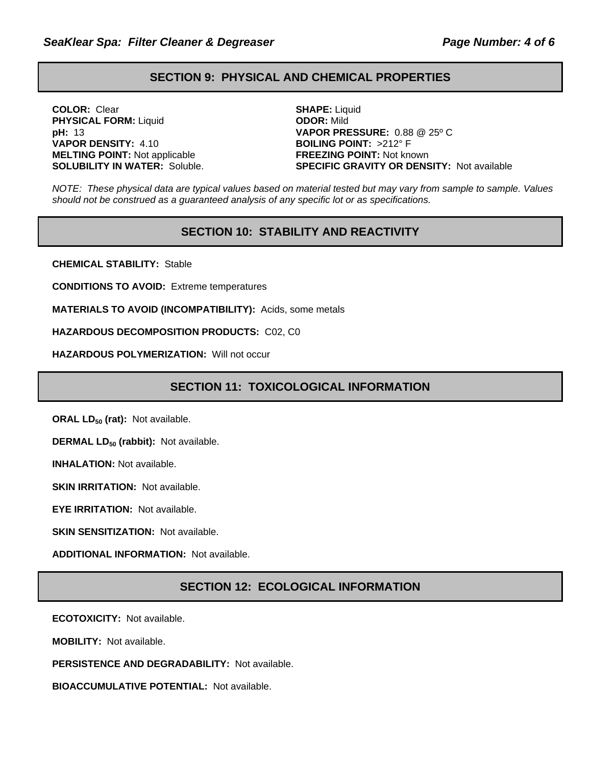## SECTION 9: PHYSICAL AND CHEMICAL PROPERTIES

**COLOR:** Clear
**PHYSICAL FORM:** Liquid
**pH:** 13
**VAPOR DENSITY:** 4.10
**MELTING POINT:** Not applicable
**SOLUBILITY IN WATER:** Soluble.

**SHAPE:** Liquid
**ODOR:** Mild
**VAPOR PRESSURE:** 0.88 @ 25º C
**BOILING POINT:** >212° F
**FREEZING POINT:** Not known
**SPECIFIC GRAVITY OR DENSITY:** Not available

*NOTE: These physical data are typical values based on material tested but may vary from sample to sample. Values should not be construed as a guaranteed analysis of any specific lot or as specifications.*

## SECTION 10: STABILITY AND REACTIVITY

**CHEMICAL STABILITY:** Stable

**CONDITIONS TO AVOID:** Extreme temperatures

**MATERIALS TO AVOID (INCOMPATIBILITY):** Acids, some metals

**HAZARDOUS DECOMPOSITION PRODUCTS:** C02, C0

**HAZARDOUS POLYMERIZATION:** Will not occur

## SECTION 11: TOXICOLOGICAL INFORMATION

**ORAL $LD_{50}$ (rat):** Not available.

**DERMAL $LD_{50}$ (rabbit):** Not available.

**INHALATION:** Not available.

**SKIN IRRITATION:** Not available.

**EYE IRRITATION:** Not available.

**SKIN SENSITIZATION:** Not available.

**ADDITIONAL INFORMATION:** Not available.

## SECTION 12: ECOLOGICAL INFORMATION

**ECOTOXICITY:** Not available.

**MOBILITY:** Not available.

**PERSISTENCE AND DEGRADABILITY:** Not available.

**BIOACCUMULATIVE POTENTIAL:** Not available.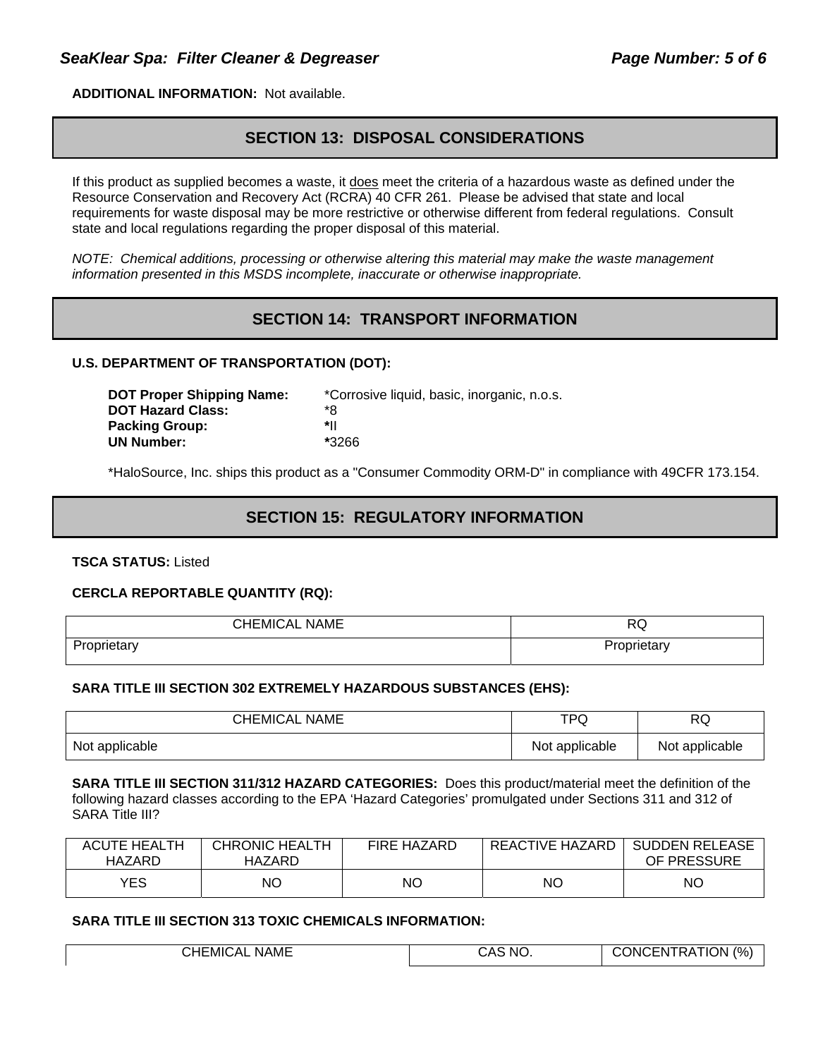**ADDITIONAL INFORMATION:** Not available.

## SECTION 13: DISPOSAL CONSIDERATIONS

If this product as supplied becomes a waste, it does meet the criteria of a hazardous waste as defined under the Resource Conservation and Recovery Act (RCRA) 40 CFR 261. Please be advised that state and local requirements for waste disposal may be more restrictive or otherwise different from federal regulations. Consult state and local regulations regarding the proper disposal of this material.

*NOTE: Chemical additions, processing or otherwise altering this material may make the waste management information presented in this MSDS incomplete, inaccurate or otherwise inappropriate.*

## SECTION 14: TRANSPORT INFORMATION

**U.S. DEPARTMENT OF TRANSPORTATION (DOT):**

**DOT Proper Shipping Name:** *Corrosive liquid, basic, inorganic, n.o.s.
**DOT Hazard Class:** *8
**Packing Group:** *II
**UN Number:** *3266

*HaloSource, Inc. ships this product as a "Consumer Commodity ORM-D" in compliance with 49CFR 173.154.

## SECTION 15: REGULATORY INFORMATION

**TSCA STATUS:** Listed

**CERCLA REPORTABLE QUANTITY (RQ):**

| CHEMICAL NAME | RQ |
|---|---|
| Proprietary | Proprietary |

**SARA TITLE III SECTION 302 EXTREMELY HAZARDOUS SUBSTANCES (EHS):**

| CHEMICAL NAME | TPQ | RQ |
|---|---|---|
| Not applicable | Not applicable | Not applicable |

**SARA TITLE III SECTION 311/312 HAZARD CATEGORIES:** Does this product/material meet the definition of the following hazard classes according to the EPA 'Hazard Categories' promulgated under Sections 311 and 312 of SARA Title III?

| ACUTE HEALTH HAZARD | CHRONIC HEALTH HAZARD | FIRE HAZARD | REACTIVE HAZARD | SUDDEN RELEASE OF PRESSURE |
|---|---|---|---|---|
| YES | NO | NO | NO | NO |

**SARA TITLE III SECTION 313 TOXIC CHEMICALS INFORMATION:**

| CHEMICAL NAME | CAS NO. | CONCENTRATION (%) |
|---|---|---|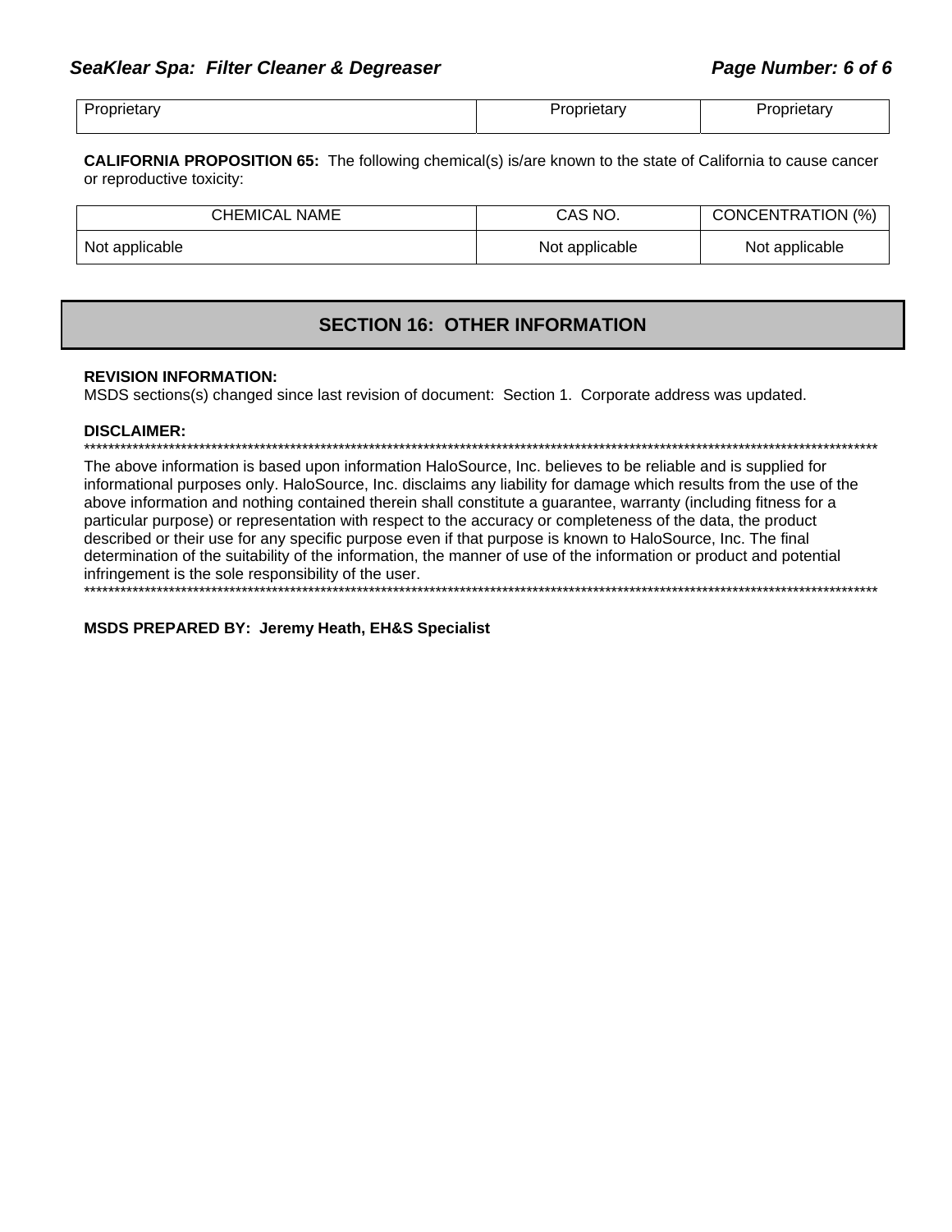| | | |
|---|---|---|
| Proprietary | Proprietary | Proprietary |

**CALIFORNIA PROPOSITION 65:** The following chemical(s) is/are known to the state of California to cause cancer or reproductive toxicity:

| CHEMICAL NAME | CAS NO. | CONCENTRATION (%) |
|---|---|---|
| Not applicable | Not applicable | Not applicable |

## SECTION 16: OTHER INFORMATION

**REVISION INFORMATION:**
MSDS sections(s) changed since last revision of document: Section 1. Corporate address was updated.

**DISCLAIMER:**
**************************************************************************************************************************************
The above information is based upon information HaloSource, Inc. believes to be reliable and is supplied for informational purposes only. HaloSource, Inc. disclaims any liability for damage which results from the use of the above information and nothing contained therein shall constitute a guarantee, warranty (including fitness for a particular purpose) or representation with respect to the accuracy or completeness of the data, the product described or their use for any specific purpose even if that purpose is known to HaloSource, Inc. The final determination of the suitability of the information, the manner of use of the information or product and potential infringement is the sole responsibility of the user.
**************************************************************************************************************************************

**MSDS PREPARED BY: Jeremy Heath, EH&S Specialist**